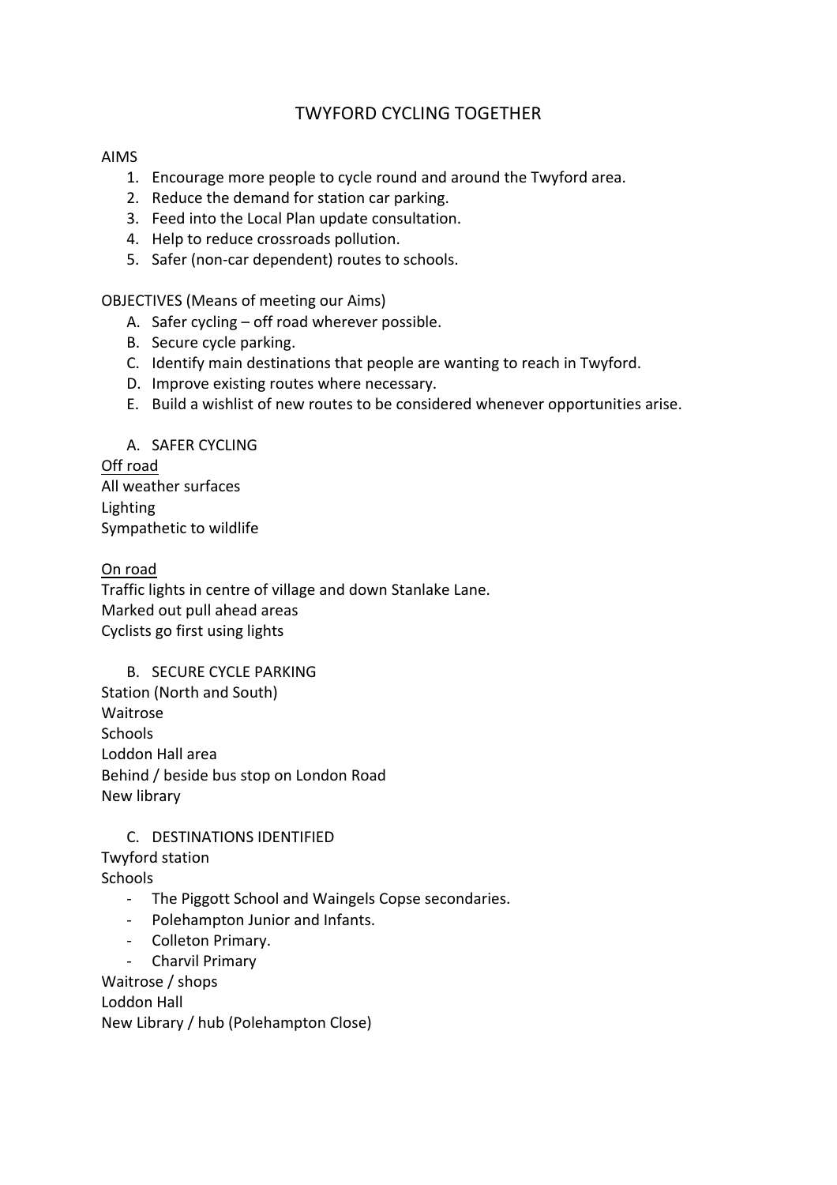# TWYFORD CYCLING TOGETHER

AIMS

1. Encourage more people to cycle round and around the Twyford area.
2. Reduce the demand for station car parking.
3. Feed into the Local Plan update consultation.
4. Help to reduce crossroads pollution.
5. Safer (non-car dependent) routes to schools.

OBJECTIVES (Means of meeting our Aims)

A. Safer cycling – off road wherever possible.
B. Secure cycle parking.
C. Identify main destinations that people are wanting to reach in Twyford.
D. Improve existing routes where necessary.
E. Build a wishlist of new routes to be considered whenever opportunities arise.

## A. SAFER CYCLING

<u>Off road</u>

All weather surfaces
Lighting
Sympathetic to wildlife

<u>On road</u>

Traffic lights in centre of village and down Stanlake Lane.
Marked out pull ahead areas
Cyclists go first using lights

## B. SECURE CYCLE PARKING

Station (North and South)
Waitrose
Schools
Loddon Hall area
Behind / beside bus stop on London Road
New library

## C. DESTINATIONS IDENTIFIED

Twyford station
Schools

- The Piggott School and Waingels Copse secondaries.
- Polehampton Junior and Infants.
- Colleton Primary.
- Charvil Primary

Waitrose / shops
Loddon Hall
New Library / hub (Polehampton Close)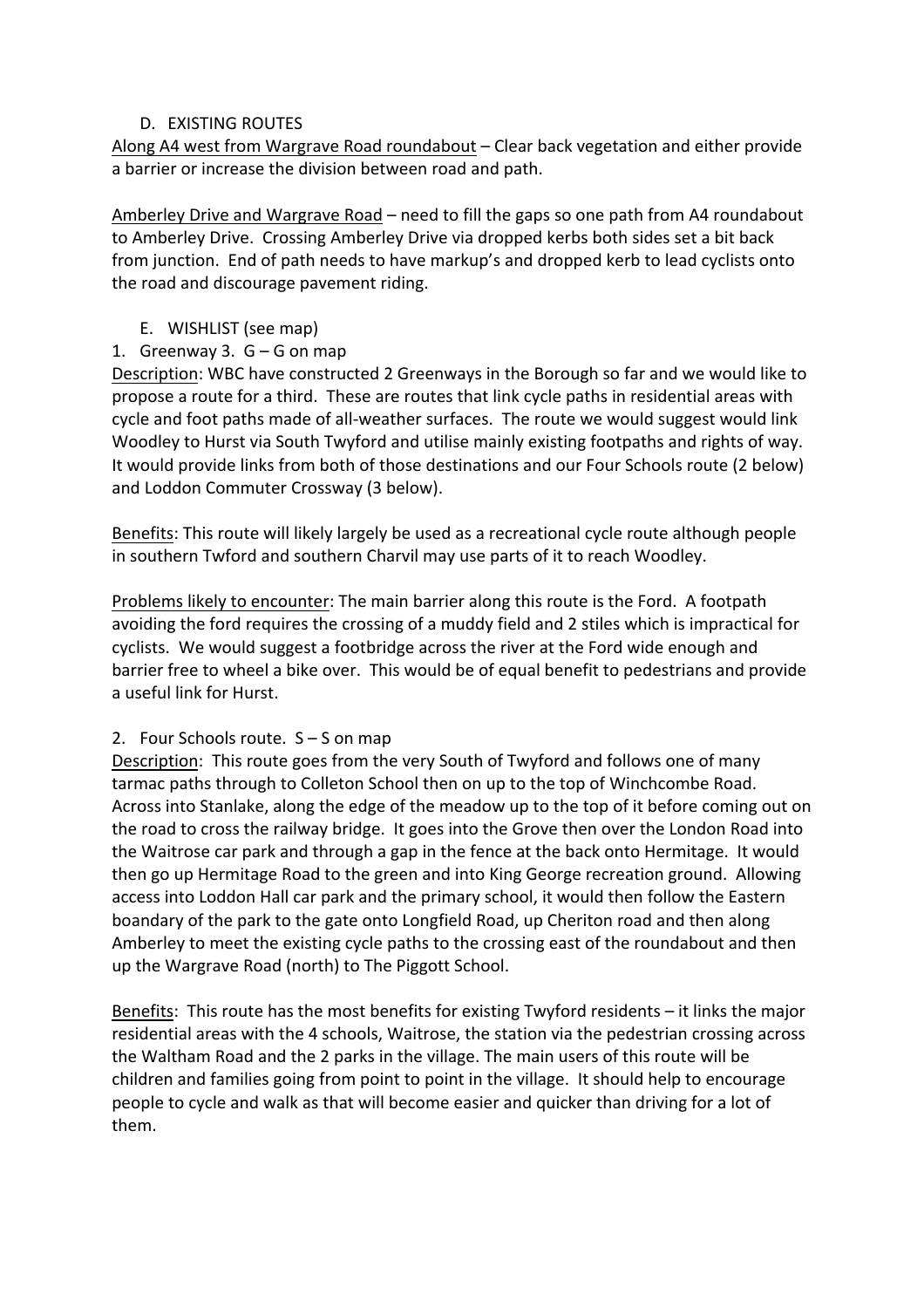D. EXISTING ROUTES

Along A4 west from Wargrave Road roundabout – Clear back vegetation and either provide a barrier or increase the division between road and path.

Amberley Drive and Wargrave Road – need to fill the gaps so one path from A4 roundabout to Amberley Drive. Crossing Amberley Drive via dropped kerbs both sides set a bit back from junction. End of path needs to have markup's and dropped kerb to lead cyclists onto the road and discourage pavement riding.

E. WISHLIST (see map)

1. Greenway 3. G – G on map

Description: WBC have constructed 2 Greenways in the Borough so far and we would like to propose a route for a third. These are routes that link cycle paths in residential areas with cycle and foot paths made of all-weather surfaces. The route we would suggest would link Woodley to Hurst via South Twyford and utilise mainly existing footpaths and rights of way. It would provide links from both of those destinations and our Four Schools route (2 below) and Loddon Commuter Crossway (3 below).

Benefits: This route will likely largely be used as a recreational cycle route although people in southern Twford and southern Charvil may use parts of it to reach Woodley.

Problems likely to encounter: The main barrier along this route is the Ford. A footpath avoiding the ford requires the crossing of a muddy field and 2 stiles which is impractical for cyclists. We would suggest a footbridge across the river at the Ford wide enough and barrier free to wheel a bike over. This would be of equal benefit to pedestrians and provide a useful link for Hurst.

2. Four Schools route. S – S on map

Description: This route goes from the very South of Twyford and follows one of many tarmac paths through to Colleton School then on up to the top of Winchcombe Road. Across into Stanlake, along the edge of the meadow up to the top of it before coming out on the road to cross the railway bridge. It goes into the Grove then over the London Road into the Waitrose car park and through a gap in the fence at the back onto Hermitage. It would then go up Hermitage Road to the green and into King George recreation ground. Allowing access into Loddon Hall car park and the primary school, it would then follow the Eastern boandary of the park to the gate onto Longfield Road, up Cheriton road and then along Amberley to meet the existing cycle paths to the crossing east of the roundabout and then up the Wargrave Road (north) to The Piggott School.

Benefits: This route has the most benefits for existing Twyford residents – it links the major residential areas with the 4 schools, Waitrose, the station via the pedestrian crossing across the Waltham Road and the 2 parks in the village. The main users of this route will be children and families going from point to point in the village. It should help to encourage people to cycle and walk as that will become easier and quicker than driving for a lot of them.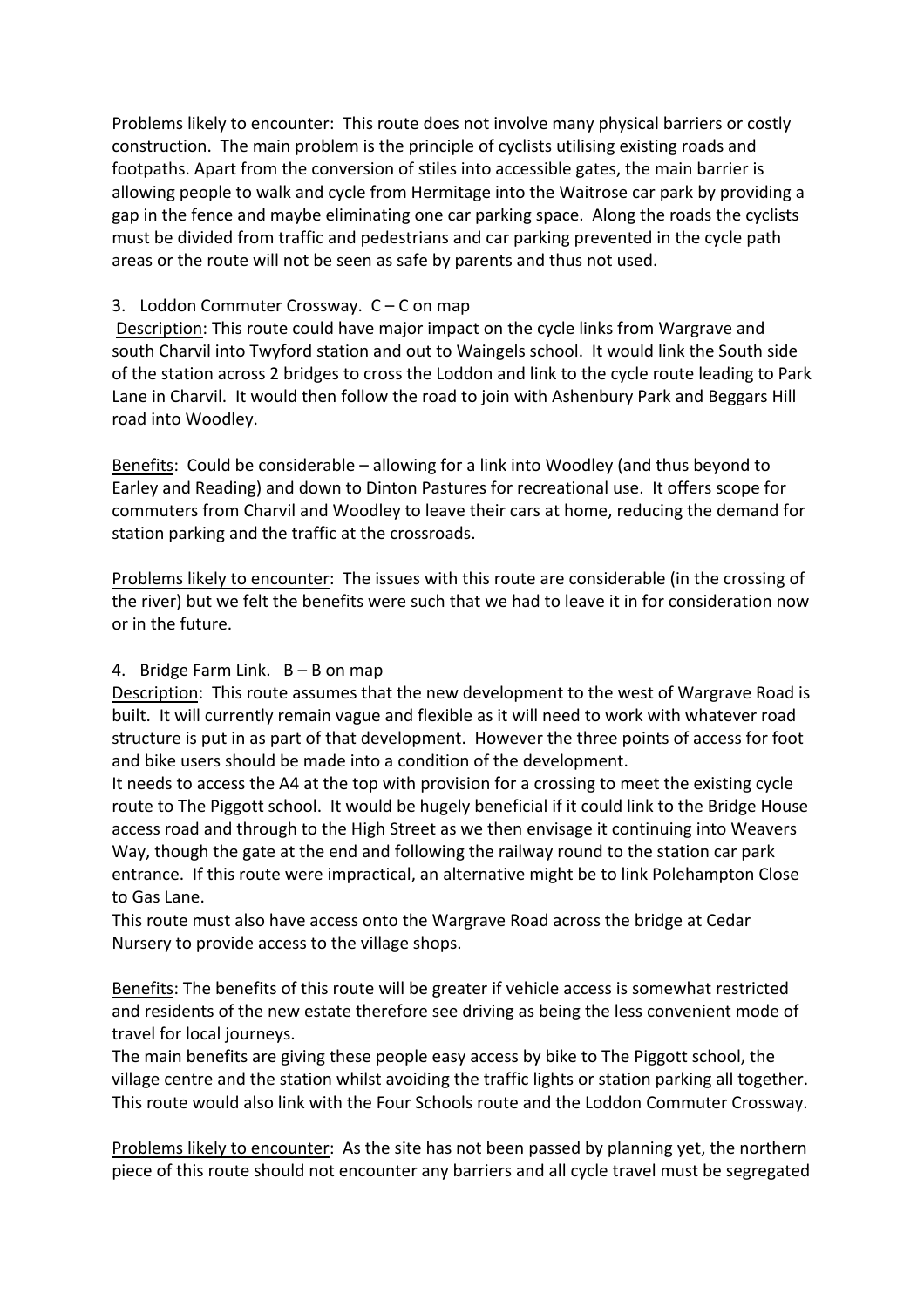<u>Problems likely to encounter</u>: This route does not involve many physical barriers or costly construction. The main problem is the principle of cyclists utilising existing roads and footpaths. Apart from the conversion of stiles into accessible gates, the main barrier is allowing people to walk and cycle from Hermitage into the Waitrose car park by providing a gap in the fence and maybe eliminating one car parking space. Along the roads the cyclists must be divided from traffic and pedestrians and car parking prevented in the cycle path areas or the route will not be seen as safe by parents and thus not used.

3. Loddon Commuter Crossway. C – C on map

<u>Description</u>: This route could have major impact on the cycle links from Wargrave and south Charvil into Twyford station and out to Waingels school. It would link the South side of the station across 2 bridges to cross the Loddon and link to the cycle route leading to Park Lane in Charvil. It would then follow the road to join with Ashenbury Park and Beggars Hill road into Woodley.

<u>Benefits</u>: Could be considerable – allowing for a link into Woodley (and thus beyond to Earley and Reading) and down to Dinton Pastures for recreational use. It offers scope for commuters from Charvil and Woodley to leave their cars at home, reducing the demand for station parking and the traffic at the crossroads.

<u>Problems likely to encounter</u>: The issues with this route are considerable (in the crossing of the river) but we felt the benefits were such that we had to leave it in for consideration now or in the future.

4. Bridge Farm Link. B – B on map

<u>Description</u>: This route assumes that the new development to the west of Wargrave Road is built. It will currently remain vague and flexible as it will need to work with whatever road structure is put in as part of that development. However the three points of access for foot and bike users should be made into a condition of the development.
It needs to access the A4 at the top with provision for a crossing to meet the existing cycle route to The Piggott school. It would be hugely beneficial if it could link to the Bridge House access road and through to the High Street as we then envisage it continuing into Weavers Way, though the gate at the end and following the railway round to the station car park entrance. If this route were impractical, an alternative might be to link Polehampton Close to Gas Lane.
This route must also have access onto the Wargrave Road across the bridge at Cedar Nursery to provide access to the village shops.

<u>Benefits</u>: The benefits of this route will be greater if vehicle access is somewhat restricted and residents of the new estate therefore see driving as being the less convenient mode of travel for local journeys.
The main benefits are giving these people easy access by bike to The Piggott school, the village centre and the station whilst avoiding the traffic lights or station parking all together. This route would also link with the Four Schools route and the Loddon Commuter Crossway.

<u>Problems likely to encounter</u>: As the site has not been passed by planning yet, the northern piece of this route should not encounter any barriers and all cycle travel must be segregated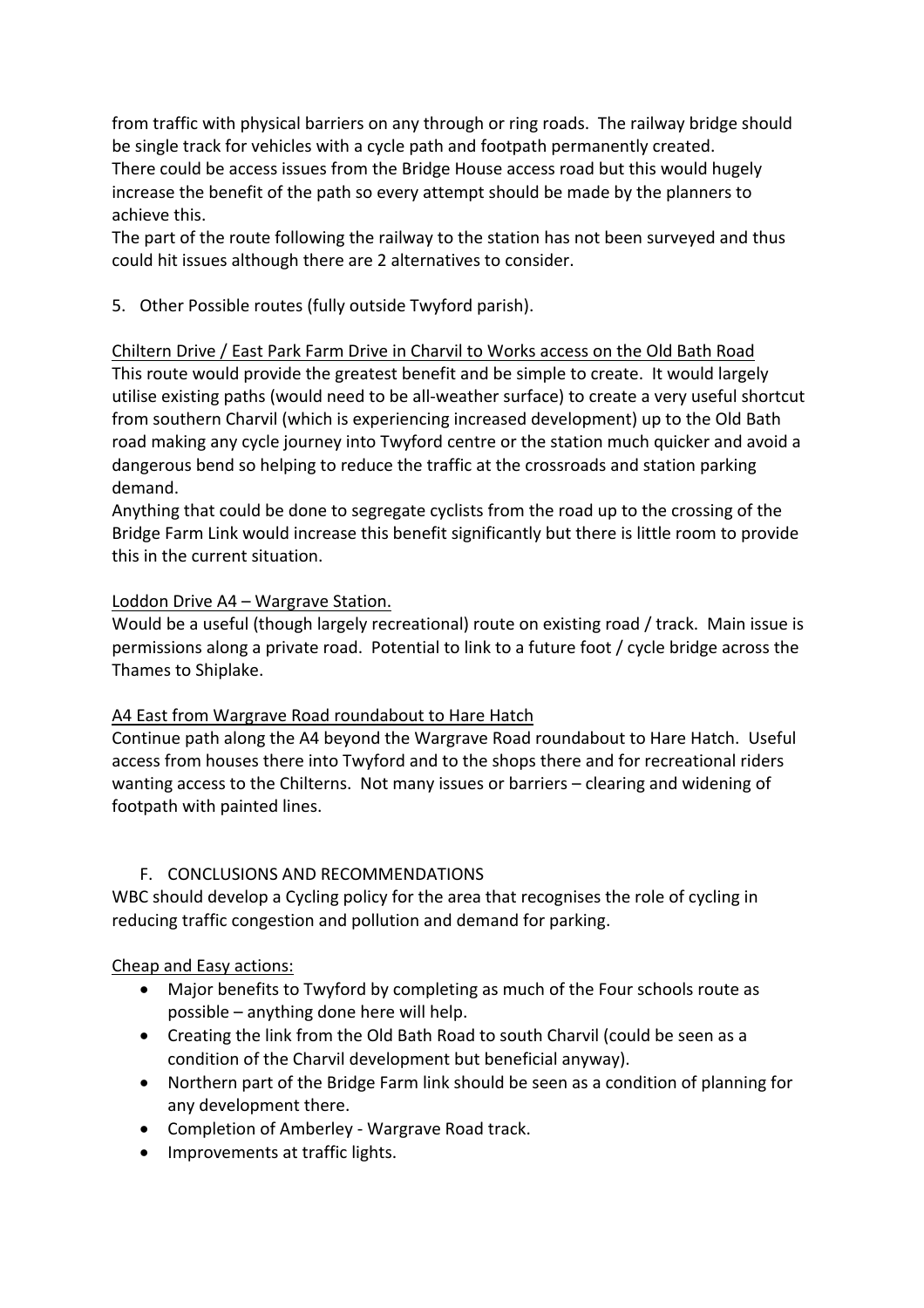from traffic with physical barriers on any through or ring roads. The railway bridge should be single track for vehicles with a cycle path and footpath permanently created.
There could be access issues from the Bridge House access road but this would hugely increase the benefit of the path so every attempt should be made by the planners to achieve this.
The part of the route following the railway to the station has not been surveyed and thus could hit issues although there are 2 alternatives to consider.

5. Other Possible routes (fully outside Twyford parish).

<u>Chiltern Drive / East Park Farm Drive in Charvil to Works access on the Old Bath Road</u>
This route would provide the greatest benefit and be simple to create. It would largely utilise existing paths (would need to be all-weather surface) to create a very useful shortcut from southern Charvil (which is experiencing increased development) up to the Old Bath road making any cycle journey into Twyford centre or the station much quicker and avoid a dangerous bend so helping to reduce the traffic at the crossroads and station parking demand.
Anything that could be done to segregate cyclists from the road up to the crossing of the Bridge Farm Link would increase this benefit significantly but there is little room to provide this in the current situation.

<u>Loddon Drive A4 – Wargrave Station.</u>
Would be a useful (though largely recreational) route on existing road / track. Main issue is permissions along a private road. Potential to link to a future foot / cycle bridge across the Thames to Shiplake.

<u>A4 East from Wargrave Road roundabout to Hare Hatch</u>
Continue path along the A4 beyond the Wargrave Road roundabout to Hare Hatch. Useful access from houses there into Twyford and to the shops there and for recreational riders wanting access to the Chilterns. Not many issues or barriers – clearing and widening of footpath with painted lines.

## F. CONCLUSIONS AND RECOMMENDATIONS

WBC should develop a Cycling policy for the area that recognises the role of cycling in reducing traffic congestion and pollution and demand for parking.

<u>Cheap and Easy actions:</u>

- Major benefits to Twyford by completing as much of the Four schools route as possible – anything done here will help.
- Creating the link from the Old Bath Road to south Charvil (could be seen as a condition of the Charvil development but beneficial anyway).
- Northern part of the Bridge Farm link should be seen as a condition of planning for any development there.
- Completion of Amberley - Wargrave Road track.
- Improvements at traffic lights.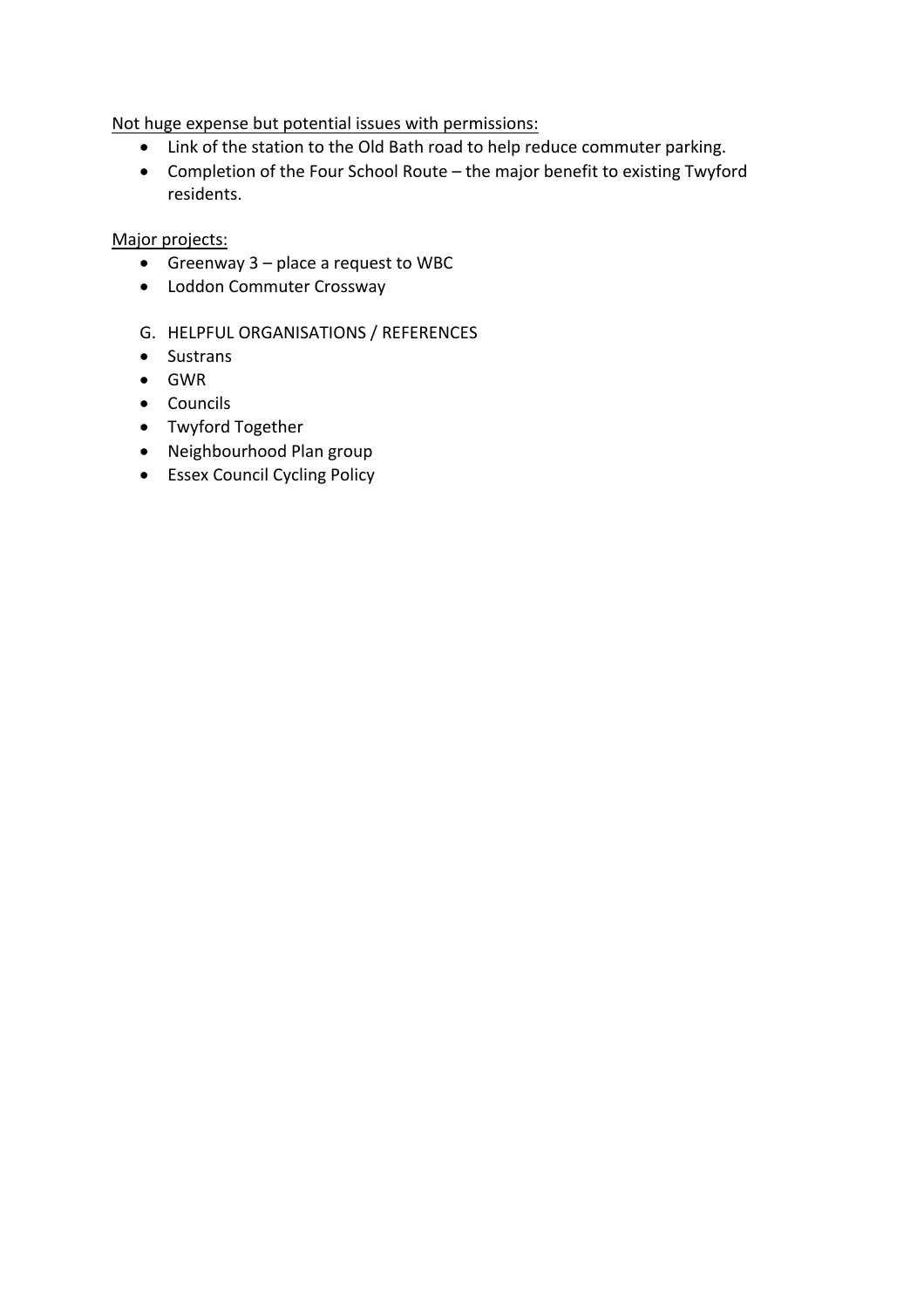Not huge expense but potential issues with permissions:

- Link of the station to the Old Bath road to help reduce commuter parking.
- Completion of the Four School Route – the major benefit to existing Twyford residents.

Major projects:

- Greenway 3 – place a request to WBC
- Loddon Commuter Crossway

G. HELPFUL ORGANISATIONS / REFERENCES

- Sustrans
- GWR
- Councils
- Twyford Together
- Neighbourhood Plan group
- Essex Council Cycling Policy